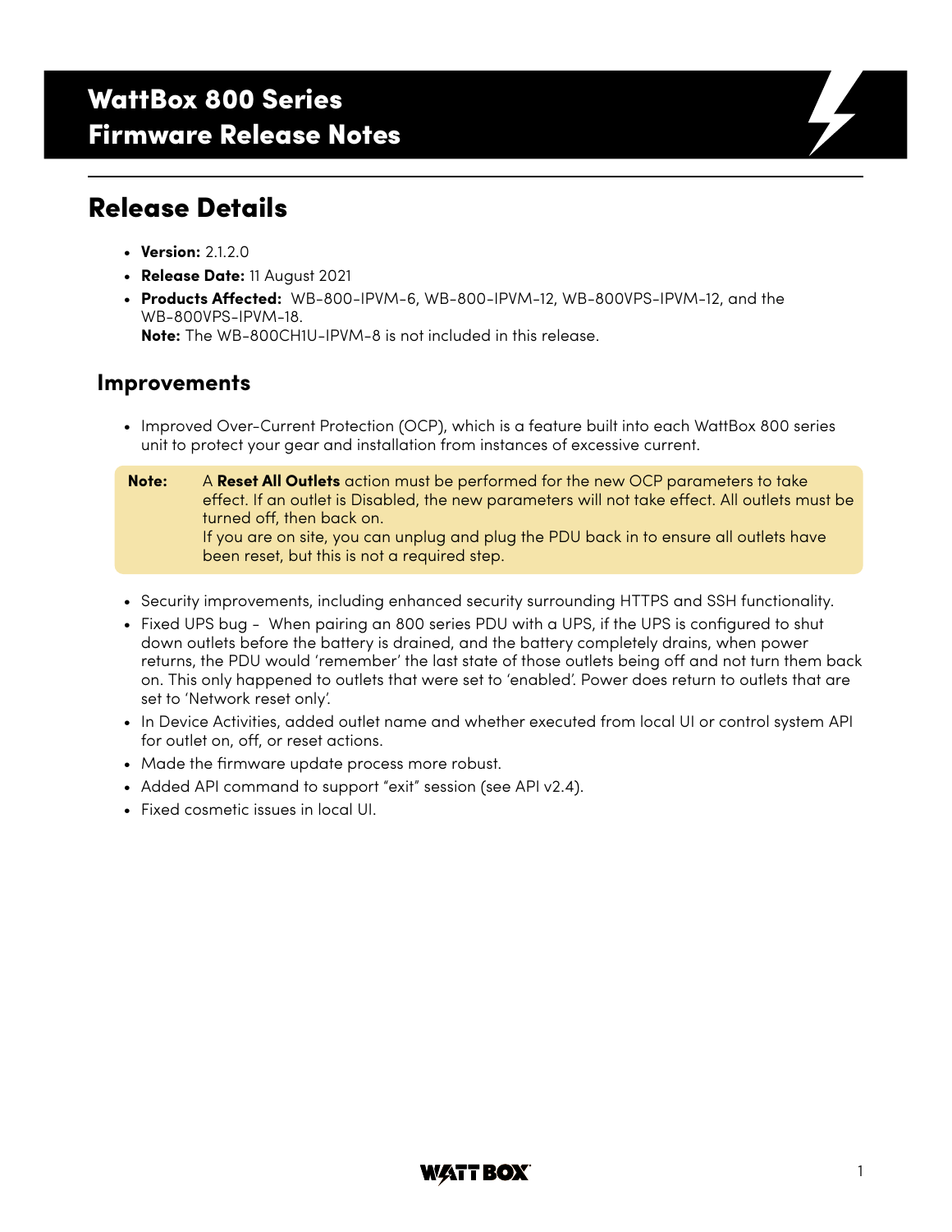# WattBox 800 Series Firmware Release Notes

## Release Details

- **Version:** 2.1.2.0
- **Release Date:** 11 August 2021
- **Products Affected:** WB-800-IPVM-6, WB-800-IPVM-12, WB-800VPS-IPVM-12, and the WB-800VPS-IPVM-18.
  **Note:** The WB-800CH1U-IPVM-8 is not included in this release.

### Improvements

- Improved Over-Current Protection (OCP), which is a feature built into each WattBox 800 series unit to protect your gear and installation from instances of excessive current.

> **Note:** A **Reset All Outlets** action must be performed for the new OCP parameters to take effect. If an outlet is Disabled, the new parameters will not take effect. All outlets must be turned off, then back on.
> If you are on site, you can unplug and plug the PDU back in to ensure all outlets have been reset, but this is not a required step.

- Security improvements, including enhanced security surrounding HTTPS and SSH functionality.
- Fixed UPS bug - When pairing an 800 series PDU with a UPS, if the UPS is configured to shut down outlets before the battery is drained, and the battery completely drains, when power returns, the PDU would 'remember' the last state of those outlets being off and not turn them back on. This only happened to outlets that were set to 'enabled'. Power does return to outlets that are set to 'Network reset only'.
- In Device Activities, added outlet name and whether executed from local UI or control system API for outlet on, off, or reset actions.
- Made the firmware update process more robust.
- Added API command to support "exit" session (see API v2.4).
- Fixed cosmetic issues in local UI.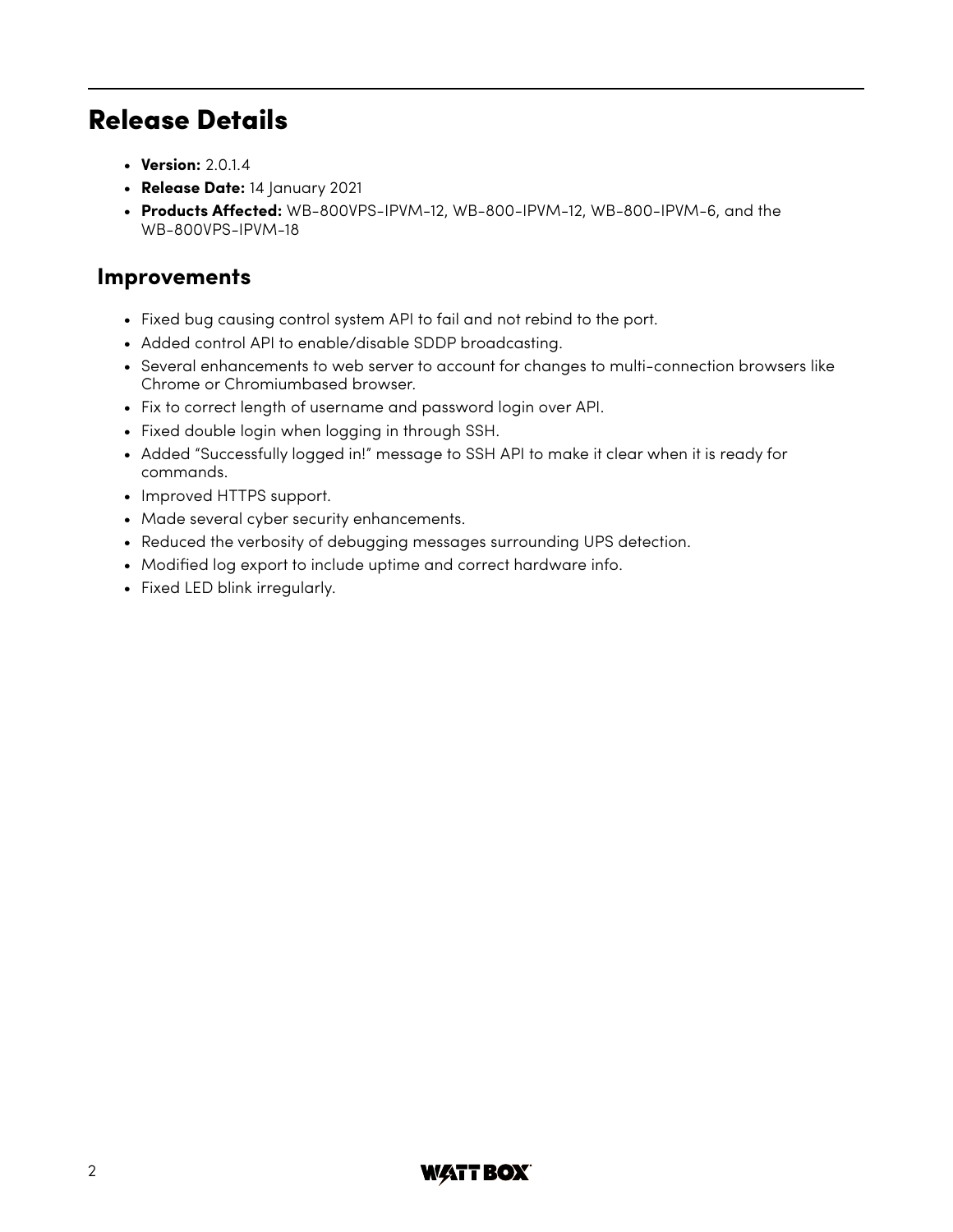## Release Details

- **Version:** 2.0.1.4
- **Release Date:** 14 January 2021
- **Products Affected:** WB-800VPS-IPVM-12, WB-800-IPVM-12, WB-800-IPVM-6, and the WB-800VPS-IPVM-18

### Improvements

- Fixed bug causing control system API to fail and not rebind to the port.
- Added control API to enable/disable SDDP broadcasting.
- Several enhancements to web server to account for changes to multi-connection browsers like Chrome or Chromiumbased browser.
- Fix to correct length of username and password login over API.
- Fixed double login when logging in through SSH.
- Added "Successfully logged in!" message to SSH API to make it clear when it is ready for commands.
- Improved HTTPS support.
- Made several cyber security enhancements.
- Reduced the verbosity of debugging messages surrounding UPS detection.
- Modified log export to include uptime and correct hardware info.
- Fixed LED blink irregularly.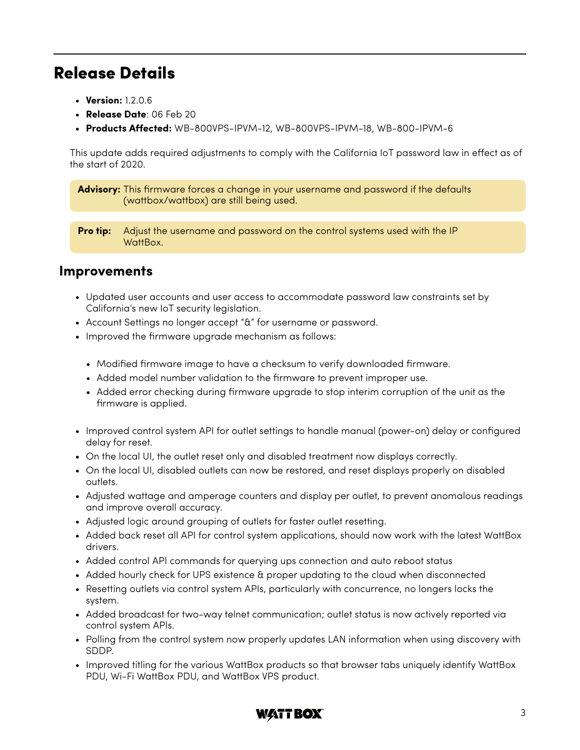## Release Details

- **Version:** 1.2.0.6
- **Release Date**: 06 Feb 20
- **Products Affected:** WB-800VPS-IPVM-12, WB-800VPS-IPVM-18, WB-800-IPVM-6

This update adds required adjustments to comply with the California IoT password law in effect as of the start of 2020.

**Advisory:** This firmware forces a change in your username and password if the defaults (wattbox/wattbox) are still being used.

**Pro tip:** Adjust the username and password on the control systems used with the IP WattBox.

### Improvements

- Updated user accounts and user access to accommodate password law constraints set by California's new IoT security legislation.
- Account Settings no longer accept "&" for username or password.
- Improved the firmware upgrade mechanism as follows:
  - Modified firmware image to have a checksum to verify downloaded firmware.
  - Added model number validation to the firmware to prevent improper use.
  - Added error checking during firmware upgrade to stop interim corruption of the unit as the firmware is applied.
- Improved control system API for outlet settings to handle manual (power-on) delay or configured delay for reset.
- On the local UI, the outlet reset only and disabled treatment now displays correctly.
- On the local UI, disabled outlets can now be restored, and reset displays properly on disabled outlets.
- Adjusted wattage and amperage counters and display per outlet, to prevent anomalous readings and improve overall accuracy.
- Adjusted logic around grouping of outlets for faster outlet resetting.
- Added back reset all API for control system applications, should now work with the latest WattBox drivers.
- Added control API commands for querying ups connection and auto reboot status
- Added hourly check for UPS existence & proper updating to the cloud when disconnected
- Resetting outlets via control system APIs, particularly with concurrence, no longers locks the system.
- Added broadcast for two-way telnet communication; outlet status is now actively reported via control system APIs.
- Polling from the control system now properly updates LAN information when using discovery with SDDP.
- Improved titling for the various WattBox products so that browser tabs uniquely identify WattBox PDU, Wi-Fi WattBox PDU, and WattBox VPS product.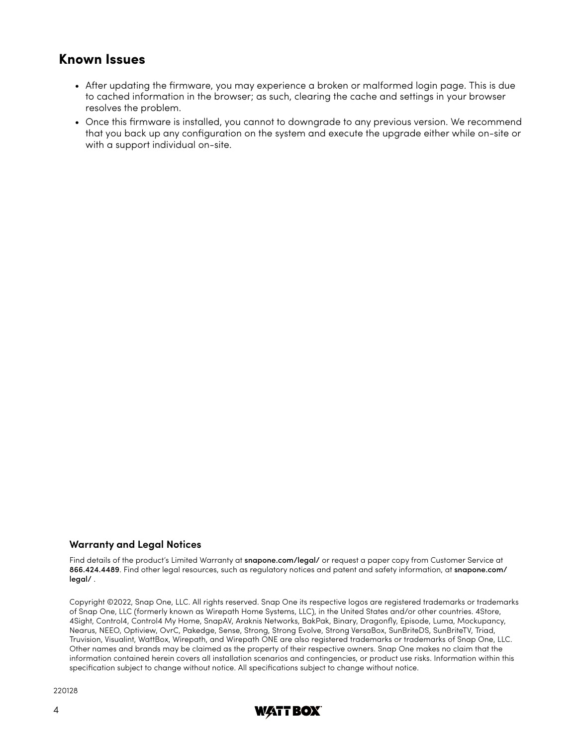## Known Issues

- After updating the firmware, you may experience a broken or malformed login page. This is due to cached information in the browser; as such, clearing the cache and settings in your browser resolves the problem.
- Once this firmware is installed, you cannot to downgrade to any previous version. We recommend that you back up any configuration on the system and execute the upgrade either while on-site or with a support individual on-site.

### Warranty and Legal Notices

Find details of the product's Limited Warranty at **snapone.com/legal/** or request a paper copy from Customer Service at **866.424.4489**. Find other legal resources, such as regulatory notices and patent and safety information, at **snapone.com/legal/** .

Copyright ©2022, Snap One, LLC. All rights reserved. Snap One its respective logos are registered trademarks or trademarks of Snap One, LLC (formerly known as Wirepath Home Systems, LLC), in the United States and/or other countries. 4Store, 4Sight, Control4, Control4 My Home, SnapAV, Araknis Networks, BakPak, Binary, Dragonfly, Episode, Luma, Mockupancy, Nearus, NEEO, Optiview, OvrC, Pakedge, Sense, Strong, Strong Evolve, Strong VersaBox, SunBriteDS, SunBriteTV, Triad, Truvision, Visualint, WattBox, Wirepath, and Wirepath ONE are also registered trademarks or trademarks of Snap One, LLC. Other names and brands may be claimed as the property of their respective owners. Snap One makes no claim that the information contained herein covers all installation scenarios and contingencies, or product use risks. Information within this specification subject to change without notice. All specifications subject to change without notice.

220128